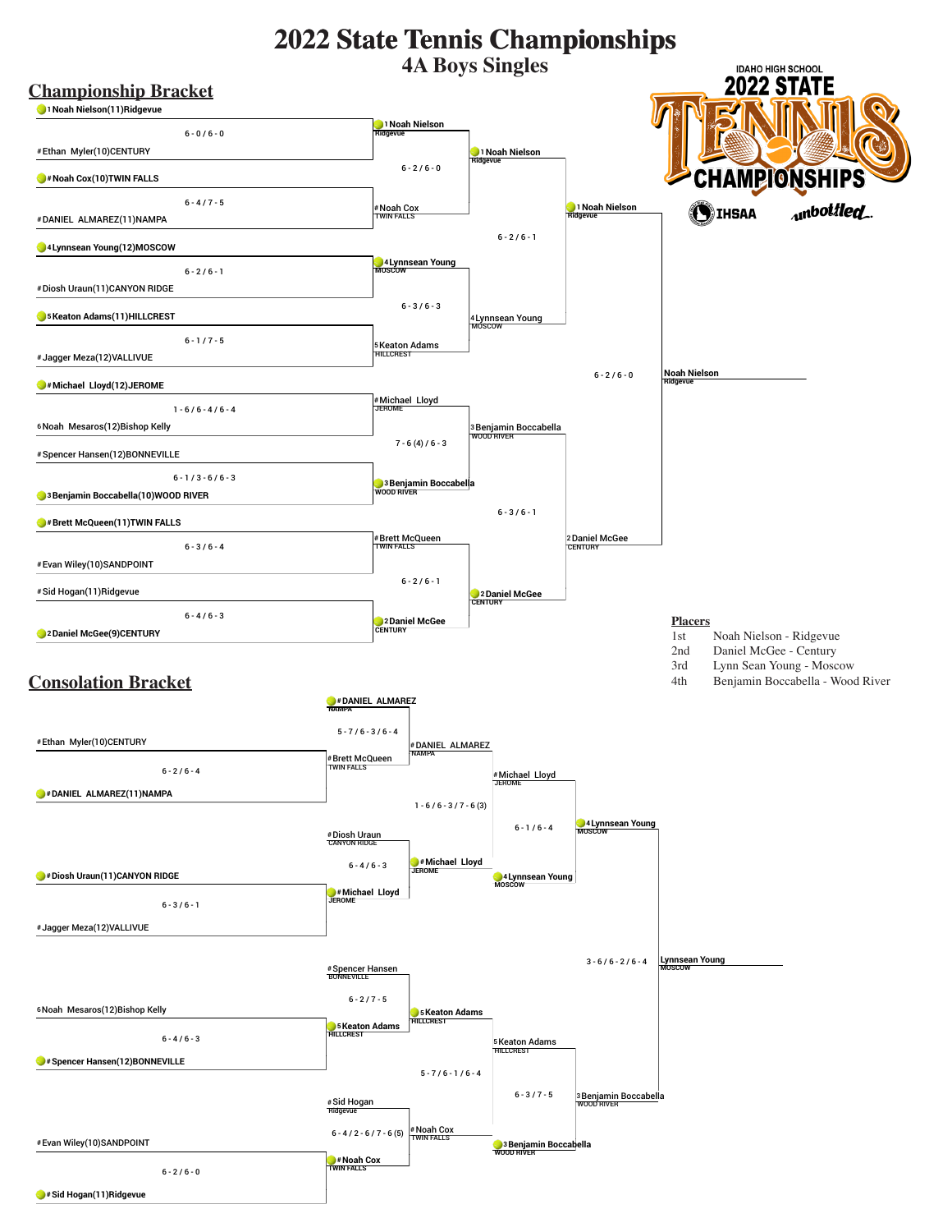# 2022 State Tennis Championships

## 4A Boys Singles

IDAHO HIGH SCHOOL 2022 STATE TENNIS CHAMPIONSHIPS

IHSAA unbottled

## Championship Bracket

**First Round**

- 1 Noah Nielson(11)Ridgevue def. # Ethan Myler(10)CENTURY — 6 - 0 / 6 - 0
- # Noah Cox(10)TWIN FALLS def. # DANIEL ALMAREZ(11)NAMPA — 6 - 4 / 7 - 5
- 4 Lynnsean Young(12)MOSCOW def. # Diosh Uraun(11)CANYON RIDGE — 6 - 2 / 6 - 1
- 5 Keaton Adams(11)HILLCREST def. # Jagger Meza(12)VALLIVUE — 6 - 1 / 7 - 5
- # Michael Lloyd(12)JEROME def. 6 Noah Mesaros(12)Bishop Kelly — 1 - 6 / 6 - 4 / 6 - 4
- 3 Benjamin Boccabella(10)WOOD RIVER def. # Spencer Hansen(12)BONNEVILLE — 6 - 1 / 3 - 6 / 6 - 3
- # Brett McQueen(11)TWIN FALLS def. # Evan Wiley(10)SANDPOINT — 6 - 3 / 6 - 4
- 2 Daniel McGee(9)CENTURY def. # Sid Hogan(11)Ridgevue — 6 - 4 / 6 - 3

**Quarterfinals**

- 1 Noah Nielson (Ridgevue) def. # Noah Cox (TWIN FALLS) — 6 - 2 / 6 - 0
- 4 Lynnsean Young (MOSCOW) def. 5 Keaton Adams (HILLCREST) — 6 - 3 / 6 - 3
- 3 Benjamin Boccabella (WOOD RIVER) def. # Michael Lloyd (JEROME) — 7 - 6 (4) / 6 - 3
- 2 Daniel McGee (CENTURY) def. # Brett McQueen (TWIN FALLS) — 6 - 2 / 6 - 1

**Semifinals**

- 1 Noah Nielson (Ridgevue) def. 4 Lynnsean Young (MOSCOW) — 6 - 2 / 6 - 1
- 2 Daniel McGee (CENTURY) def. 3 Benjamin Boccabella (WOOD RIVER) — 6 - 3 / 6 - 1

**Final**

- Noah Nielson (Ridgevue) def. 2 Daniel McGee (CENTURY) — 6 - 2 / 6 - 0

**Champion:** Noah Nielson, Ridgevue

## Placers

| Place | Player |
|---|---|
| 1st | Noah Nielson - Ridgevue |
| 2nd | Daniel McGee - Century |
| 3rd | Lynn Sean Young - Moscow |
| 4th | Benjamin Boccabella - Wood River |

## Consolation Bracket

**First Round**

- # DANIEL ALMAREZ(11)NAMPA def. # Ethan Myler(10)CENTURY — 6 - 2 / 6 - 4
- # Diosh Uraun(11)CANYON RIDGE def. # Jagger Meza(12)VALLIVUE — 6 - 3 / 6 - 1
- # Spencer Hansen(12)BONNEVILLE def. 6 Noah Mesaros(12)Bishop Kelly — 6 - 4 / 6 - 3
- # Sid Hogan(11)Ridgevue def. # Evan Wiley(10)SANDPOINT — 6 - 2 / 6 - 0

**Second Round**

- # DANIEL ALMAREZ (NAMPA) def. # Brett McQueen (TWIN FALLS) — 5 - 7 / 6 - 3 / 6 - 4
- # Michael Lloyd (JEROME) def. # Diosh Uraun (CANYON RIDGE) — 6 - 4 / 6 - 3
- 5 Keaton Adams (HILLCREST) def. # Spencer Hansen (BONNEVILLE) — 6 - 2 / 7 - 5
- # Noah Cox (TWIN FALLS) def. # Sid Hogan (Ridgevue) — 6 - 4 / 2 - 6 / 7 - 6 (5)

**Third Round**

- # Michael Lloyd (JEROME) def. # DANIEL ALMAREZ (NAMPA) — 1 - 6 / 6 - 3 / 7 - 6 (3)
- 5 Keaton Adams (HILLCREST) def. # Noah Cox (TWIN FALLS) — 5 - 7 / 6 - 1 / 6 - 4

**Fourth Round**

- 4 Lynnsean Young (MOSCOW) def. # Michael Lloyd (JEROME) — 6 - 1 / 6 - 4
- 3 Benjamin Boccabella (WOOD RIVER) def. 5 Keaton Adams (HILLCREST) — 6 - 3 / 7 - 5

**Third Place**

- Lynnsean Young (MOSCOW) def. 3 Benjamin Boccabella (WOOD RIVER) — 3 - 6 / 6 - 2 / 6 - 4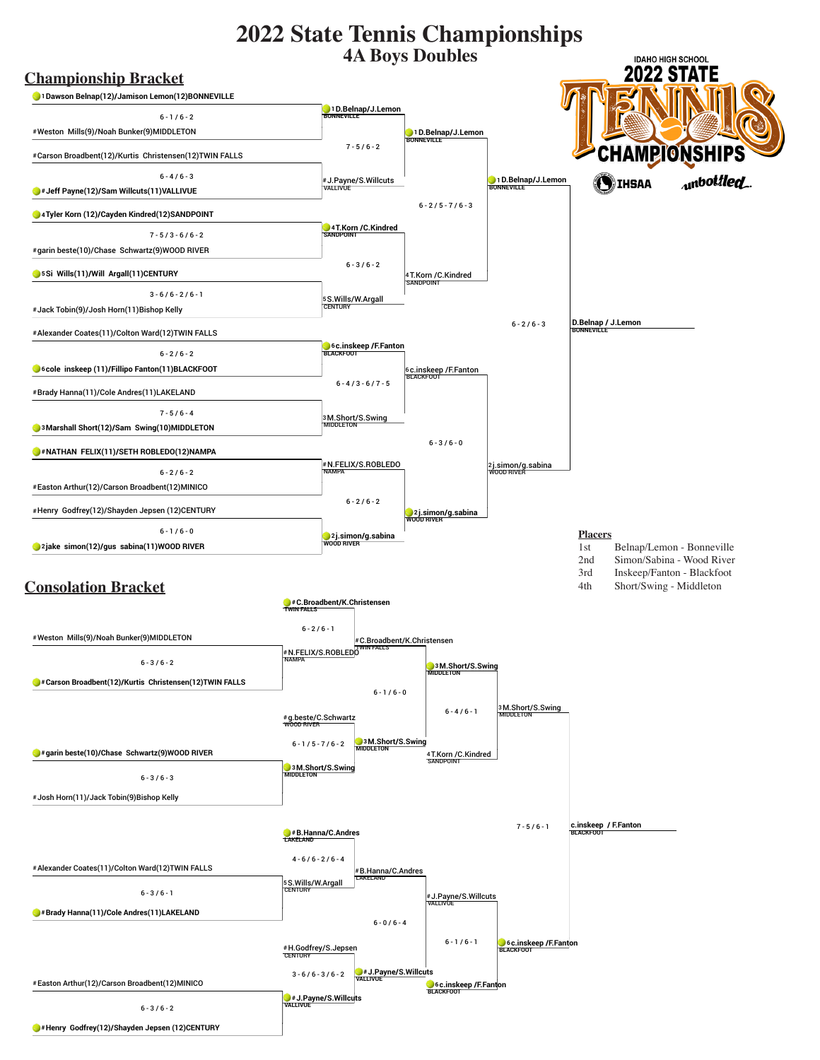# 2022 State Tennis Championships

## 4A Boys Doubles

IDAHO HIGH SCHOOL 2022 STATE TENNIS CHAMPIONSHIPS

IHSAA unbottled

## Championship Bracket

### First Round

| Match | Players | Score | Winner |
|---|---|---|---|
| 1 | 1 Dawson Belnap(12)/Jamison Lemon(12)BONNEVILLE vs # Weston Mills(9)/Noah Bunker(9)MIDDLETON | 6 - 1 / 6 - 2 | 1 D.Belnap/J.Lemon BONNEVILLE |
| 2 | # Carson Broadbent(12)/Kurtis Christensen(12)TWIN FALLS vs # Jeff Payne(12)/Sam Willcuts(11)VALLIVUE | 6 - 4 / 6 - 3 | # J.Payne/S.Willcuts VALLIVUE |
| 3 | 4 Tyler Korn (12)/Cayden Kindred(12)SANDPOINT vs # garin beste(10)/Chase Schwartz(9)WOOD RIVER | 7 - 5 / 3 - 6 / 6 - 2 | 4 T.Korn /C.Kindred SANDPOINT |
| 4 | 5 Si Wills(11)/Will Argall(11)CENTURY vs # Jack Tobin(9)/Josh Horn(11)Bishop Kelly | 3 - 6 / 6 - 2 / 6 - 1 | 5 S.Wills/W.Argall CENTURY |
| 5 | # Alexander Coates(11)/Colton Ward(12)TWIN FALLS vs 6 cole inskeep (11)/Fillipo Fanton(11)BLACKFOOT | 6 - 2 / 6 - 2 | 6 c.inskeep /F.Fanton BLACKFOOT |
| 6 | # Brady Hanna(11)/Cole Andres(11)LAKELAND vs 3 Marshall Short(12)/Sam Swing(10)MIDDLETON | 7 - 5 / 6 - 4 | 3 M.Short/S.Swing MIDDLETON |
| 7 | # NATHAN FELIX(11)/SETH ROBLEDO(12)NAMPA vs # Easton Arthur(12)/Carson Broadbent(12)MINICO | 6 - 2 / 6 - 2 | # N.FELIX/S.ROBLEDO NAMPA |
| 8 | # Henry Godfrey(12)/Shayden Jepsen (12)CENTURY vs 2 jake simon(12)/gus sabina(11)WOOD RIVER | 6 - 1 / 6 - 0 | 2 j.simon/g.sabina WOOD RIVER |

### Quarterfinals

| Players | Score | Winner |
|---|---|---|
| 1 D.Belnap/J.Lemon BONNEVILLE vs # J.Payne/S.Willcuts VALLIVUE | 7 - 5 / 6 - 2 | 1 D.Belnap/J.Lemon BONNEVILLE |
| 4 T.Korn /C.Kindred SANDPOINT vs 5 S.Wills/W.Argall CENTURY | 6 - 3 / 6 - 2 | 4 T.Korn /C.Kindred SANDPOINT |
| 6 c.inskeep /F.Fanton BLACKFOOT vs 3 M.Short/S.Swing MIDDLETON | 6 - 4 / 3 - 6 / 7 - 5 | 6 c.inskeep /F.Fanton BLACKFOOT |
| # N.FELIX/S.ROBLEDO NAMPA vs 2 j.simon/g.sabina WOOD RIVER | 6 - 2 / 6 - 2 | 2 j.simon/g.sabina WOOD RIVER |

### Semifinals

| Players | Score | Winner |
|---|---|---|
| 1 D.Belnap/J.Lemon BONNEVILLE vs 4 T.Korn /C.Kindred SANDPOINT | 6 - 2 / 5 - 7 / 6 - 3 | 1 D.Belnap/J.Lemon BONNEVILLE |
| 6 c.inskeep /F.Fanton BLACKFOOT vs 2 j.simon/g.sabina WOOD RIVER | 6 - 3 / 6 - 0 | 2 j.simon/g.sabina WOOD RIVER |

### Final

| Players | Score | Winner |
|---|---|---|
| 1 D.Belnap/J.Lemon BONNEVILLE vs 2 j.simon/g.sabina WOOD RIVER | 6 - 2 / 6 - 3 | D.Belnap / J.Lemon BONNEVILLE |

## Placers

| Place | Team |
|---|---|
| 1st | Belnap/Lemon - Bonneville |
| 2nd | Simon/Sabina - Wood River |
| 3rd | Inskeep/Fanton - Blackfoot |
| 4th | Short/Swing - Middleton |

## Consolation Bracket

### First Round

| Players | Score | Winner |
|---|---|---|
| # Weston Mills(9)/Noah Bunker(9)MIDDLETON vs # Carson Broadbent(12)/Kurtis Christensen(12)TWIN FALLS | 6 - 3 / 6 - 2 | # C.Broadbent/K.Christensen TWIN FALLS |
| # garin beste(10)/Chase Schwartz(9)WOOD RIVER vs # Josh Horn(11)/Jack Tobin(9)Bishop Kelly | 6 - 3 / 6 - 3 | # g.beste/C.Schwartz WOOD RIVER |
| # Alexander Coates(11)/Colton Ward(12)TWIN FALLS vs # Brady Hanna(11)/Cole Andres(11)LAKELAND | 6 - 3 / 6 - 1 | # B.Hanna/C.Andres LAKELAND |
| # Easton Arthur(12)/Carson Broadbent(12)MINICO vs # Henry Godfrey(12)/Shayden Jepsen (12)CENTURY | 6 - 3 / 6 - 2 | # H.Godfrey/S.Jepsen CENTURY |

### Second Round

| Players | Score | Winner |
|---|---|---|
| # C.Broadbent/K.Christensen TWIN FALLS vs # N.FELIX/S.ROBLEDO NAMPA | 6 - 2 / 6 - 1 | # C.Broadbent/K.Christensen TWIN FALLS |
| # g.beste/C.Schwartz WOOD RIVER vs 3 M.Short/S.Swing MIDDLETON | 6 - 1 / 5 - 7 / 6 - 2 | 3 M.Short/S.Swing MIDDLETON |
| # B.Hanna/C.Andres LAKELAND vs 5 S.Wills/W.Argall CENTURY | 4 - 6 / 6 - 2 / 6 - 4 | # B.Hanna/C.Andres LAKELAND |
| # H.Godfrey/S.Jepsen CENTURY vs # J.Payne/S.Willcuts VALLIVUE | 3 - 6 / 6 - 3 / 6 - 2 | # J.Payne/S.Willcuts VALLIVUE |

### Third Round

| Players | Score | Winner |
|---|---|---|
| # C.Broadbent/K.Christensen TWIN FALLS vs 3 M.Short/S.Swing MIDDLETON | 6 - 1 / 6 - 0 | 3 M.Short/S.Swing MIDDLETON |
| # B.Hanna/C.Andres LAKELAND vs # J.Payne/S.Willcuts VALLIVUE | 6 - 0 / 6 - 4 | # J.Payne/S.Willcuts VALLIVUE |

### Fourth Round

| Players | Score | Winner |
|---|---|---|
| 3 M.Short/S.Swing MIDDLETON vs 4 T.Korn /C.Kindred SANDPOINT | 6 - 4 / 6 - 1 | 3 M.Short/S.Swing MIDDLETON |
| # J.Payne/S.Willcuts VALLIVUE vs 6 c.inskeep /F.Fanton BLACKFOOT | 6 - 1 / 6 - 1 | 6 c.inskeep /F.Fanton BLACKFOOT |

### Consolation Final

| Players | Score | Winner |
|---|---|---|
| 3 M.Short/S.Swing MIDDLETON vs 6 c.inskeep /F.Fanton BLACKFOOT | 7 - 5 / 6 - 1 | c.inskeep / F.Fanton BLACKFOOT |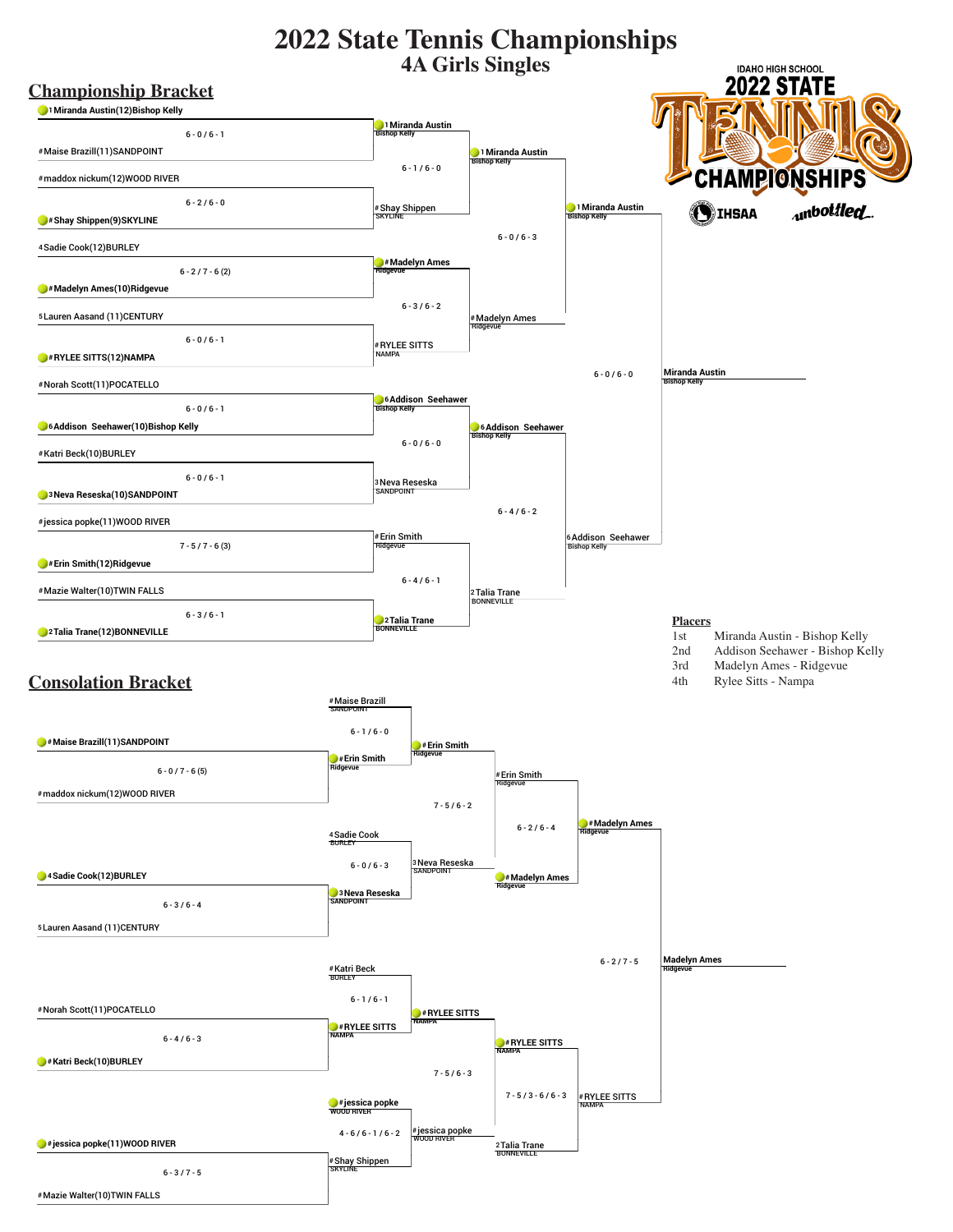# 2022 State Tennis Championships

## 4A Girls Singles

IDAHO HIGH SCHOOL 2022 STATE TENNIS CHAMPIONSHIPS

IHSAA unbottled

## Championship Bracket

**First Round**

- 1 Miranda Austin(12)Bishop Kelly vs # Maise Brazill(11)SANDPOINT — 6 - 0 / 6 - 1 — Winner: 1 Miranda Austin, Bishop Kelly
- # maddox nickum(12)WOOD RIVER vs # Shay Shippen(9)SKYLINE — 6 - 2 / 6 - 0 — Winner: # Shay Shippen, SKYLINE
- 4 Sadie Cook(12)BURLEY vs # Madelyn Ames(10)Ridgevue — 6 - 2 / 7 - 6 (2) — Winner: # Madelyn Ames, Ridgevue
- 5 Lauren Aasand (11)CENTURY vs # RYLEE SITTS(12)NAMPA — 6 - 0 / 6 - 1 — Winner: # RYLEE SITTS, NAMPA
- # Norah Scott(11)POCATELLO vs 6 Addison Seehawer(10)Bishop Kelly — 6 - 0 / 6 - 1 — Winner: 6 Addison Seehawer, Bishop Kelly
- # Katri Beck(10)BURLEY vs 3 Neva Reseska(10)SANDPOINT — 6 - 0 / 6 - 1 — Winner: 3 Neva Reseska, SANDPOINT
- # jessica popke(11)WOOD RIVER vs # Erin Smith(12)Ridgevue — 7 - 5 / 7 - 6 (3) — Winner: # Erin Smith, Ridgevue
- # Mazie Walter(10)TWIN FALLS vs 2 Talia Trane(12)BONNEVILLE — 6 - 3 / 6 - 1 — Winner: 2 Talia Trane, BONNEVILLE

**Quarterfinals**

- 1 Miranda Austin vs # Shay Shippen — 6 - 1 / 6 - 0 — Winner: 1 Miranda Austin, Bishop Kelly
- # Madelyn Ames vs # RYLEE SITTS — 6 - 3 / 6 - 2 — Winner: # Madelyn Ames, Ridgevue
- 6 Addison Seehawer vs 3 Neva Reseska — 6 - 0 / 6 - 0 — Winner: 6 Addison Seehawer, Bishop Kelly
- # Erin Smith vs 2 Talia Trane — 6 - 4 / 6 - 1 — Winner: 2 Talia Trane, BONNEVILLE

**Semifinals**

- 1 Miranda Austin vs # Madelyn Ames — 6 - 0 / 6 - 3 — Winner: 1 Miranda Austin, Bishop Kelly
- 6 Addison Seehawer vs 2 Talia Trane — 6 - 4 / 6 - 2 — Winner: 6 Addison Seehawer, Bishop Kelly

**Final**

- Miranda Austin vs Addison Seehawer — 6 - 0 / 6 - 0 — Champion: Miranda Austin, Bishop Kelly

## Placers

| | |
|---|---|
| 1st | Miranda Austin - Bishop Kelly |
| 2nd | Addison Seehawer - Bishop Kelly |
| 3rd | Madelyn Ames - Ridgevue |
| 4th | Rylee Sitts - Nampa |

## Consolation Bracket

**First Round**

- # Maise Brazill(11)SANDPOINT vs # maddox nickum(12)WOOD RIVER — 6 - 0 / 7 - 6 (5) — Winner: # Maise Brazill, SANDPOINT
- 4 Sadie Cook(12)BURLEY vs 5 Lauren Aasand (11)CENTURY — 6 - 3 / 6 - 4 — Winner: 4 Sadie Cook, BURLEY
- # Norah Scott(11)POCATELLO vs # Katri Beck(10)BURLEY — 6 - 4 / 6 - 3 — Winner: # Katri Beck, BURLEY
- # jessica popke(11)WOOD RIVER vs # Mazie Walter(10)TWIN FALLS — 6 - 3 / 7 - 5 — Winner: # jessica popke, WOOD RIVER

**Second Round**

- # Maise Brazill vs # Erin Smith — 6 - 1 / 6 - 0 — Winner: # Erin Smith, Ridgevue
- 4 Sadie Cook vs 3 Neva Reseska — 6 - 0 / 6 - 3 — Winner: 3 Neva Reseska, SANDPOINT
- # Katri Beck vs # RYLEE SITTS — 6 - 1 / 6 - 1 — Winner: # RYLEE SITTS, NAMPA
- # jessica popke vs # Shay Shippen — 4 - 6 / 6 - 1 / 6 - 2 — Winner: # jessica popke, WOOD RIVER

**Third Round**

- # Erin Smith vs 3 Neva Reseska — 7 - 5 / 6 - 2 — Winner: # Erin Smith, Ridgevue
- # RYLEE SITTS vs # jessica popke — 7 - 5 / 6 - 3 — Winner: # RYLEE SITTS, NAMPA

**Fourth Round**

- # Erin Smith vs # Madelyn Ames — 6 - 2 / 6 - 4 — Winner: # Madelyn Ames, Ridgevue
- # RYLEE SITTS vs 2 Talia Trane — 7 - 5 / 3 - 6 / 6 - 3 — Winner: # RYLEE SITTS, NAMPA

**Consolation Final**

- # Madelyn Ames vs # RYLEE SITTS — 6 - 2 / 7 - 5 — Winner: Madelyn Ames, Ridgevue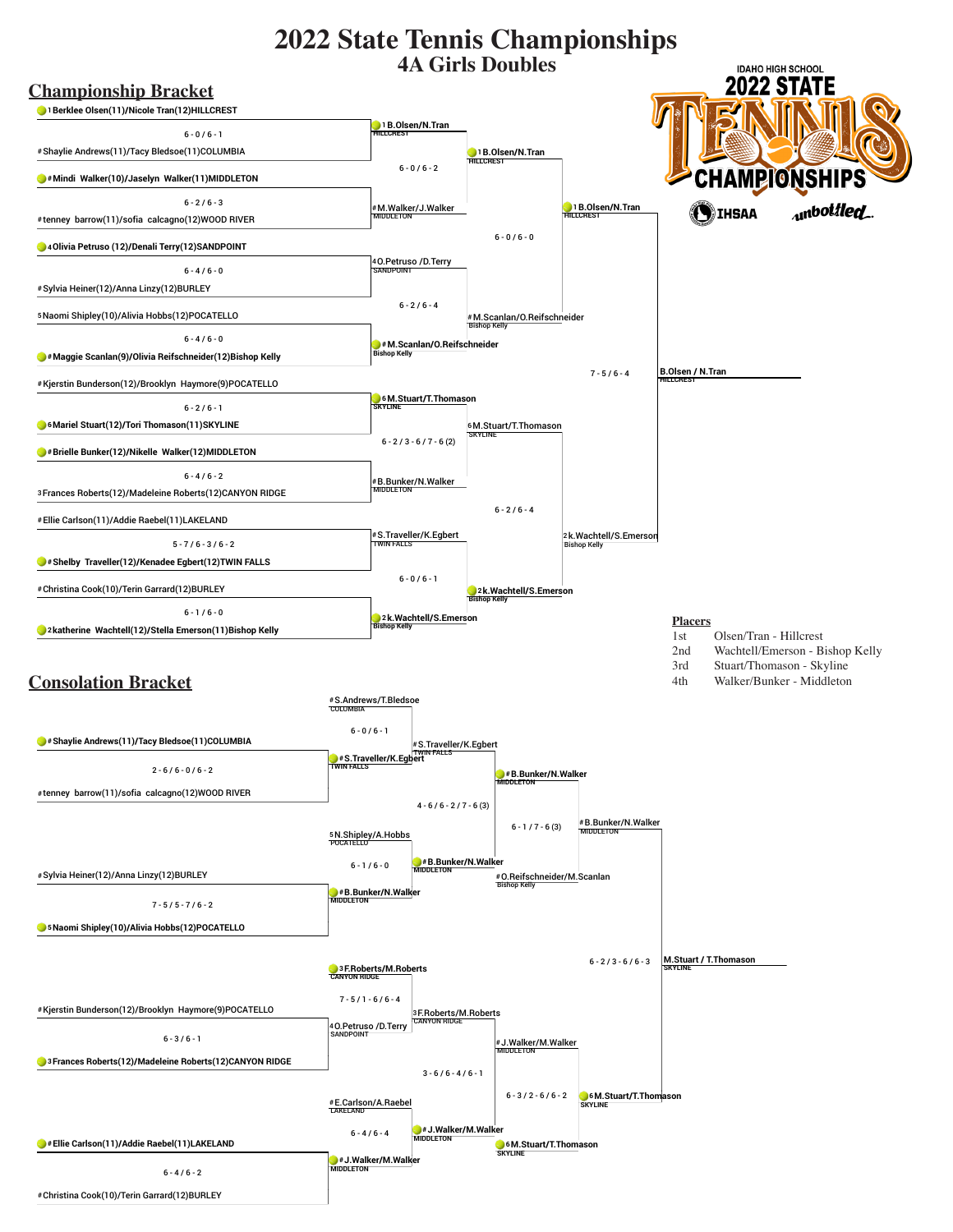# 2022 State Tennis Championships

## 4A Girls Doubles

IDAHO HIGH SCHOOL 2022 STATE TENNIS CHAMPIONSHIPS

IHSAA unbottled

### Championship Bracket

**First Round**

- 1 Berklee Olsen(11)/Nicole Tran(12) HILLCREST def. # Shaylie Andrews(11)/Tacy Bledsoe(11) COLUMBIA — 6 - 0 / 6 - 1
- # Mindi Walker(10)/Jaselyn Walker(11) MIDDLETON def. # tenney barrow(11)/sofia calcagno(12) WOOD RIVER — 6 - 2 / 6 - 3
- 4 Olivia Petruso (12)/Denali Terry(12) SANDPOINT def. # Sylvia Heiner(12)/Anna Linzy(12) BURLEY — 6 - 4 / 6 - 0
- # Maggie Scanlan(9)/Olivia Reifschneider(12) Bishop Kelly def. 5 Naomi Shipley(10)/Alivia Hobbs(12) POCATELLO — 6 - 4 / 6 - 0
- 6 Mariel Stuart(12)/Tori Thomason(11) SKYLINE def. # Kjerstin Bunderson(12)/Brooklyn Haymore(9) POCATELLO — 6 - 2 / 6 - 1
- # Brielle Bunker(12)/Nikelle Walker(12) MIDDLETON def. 3 Frances Roberts(12)/Madeleine Roberts(12) CANYON RIDGE — 6 - 4 / 6 - 2
- # Shelby Traveller(12)/Kenadee Egbert(12) TWIN FALLS def. # Ellie Carlson(11)/Addie Raebel(11) LAKELAND — 5 - 7 / 6 - 3 / 6 - 2
- 2 katherine Wachtell(12)/Stella Emerson(11) Bishop Kelly def. # Christina Cook(10)/Terin Garrard(12) BURLEY — 6 - 1 / 6 - 0

**Quarterfinals**

- 1 B.Olsen/N.Tran HILLCREST def. # M.Walker/J.Walker MIDDLETON — 6 - 0 / 6 - 2
- # M.Scanlan/O.Reifschneider Bishop Kelly def. 4 O.Petruso /D.Terry SANDPOINT — 6 - 2 / 6 - 4
- 6 M.Stuart/T.Thomason SKYLINE def. # B.Bunker/N.Walker MIDDLETON — 6 - 2 / 3 - 6 / 7 - 6 (2)
- 2 k.Wachtell/S.Emerson Bishop Kelly def. # S.Traveller/K.Egbert TWIN FALLS — 6 - 0 / 6 - 1

**Semifinals**

- 1 B.Olsen/N.Tran HILLCREST def. # M.Scanlan/O.Reifschneider Bishop Kelly — 6 - 0 / 6 - 0
- 2 k.Wachtell/S.Emerson Bishop Kelly def. 6 M.Stuart/T.Thomason SKYLINE — 6 - 2 / 6 - 4

**Final**

- B.Olsen / N.Tran HILLCREST def. 2 k.Wachtell/S.Emerson Bishop Kelly — 7 - 5 / 6 - 4

### Placers

| | |
|---|---|
| 1st | Olsen/Tran - Hillcrest |
| 2nd | Wachtell/Emerson - Bishop Kelly |
| 3rd | Stuart/Thomason - Skyline |
| 4th | Walker/Bunker - Middleton |

### Consolation Bracket

**First Round**

- # S.Traveller/K.Egbert TWIN FALLS def. # S.Andrews/T.Bledsoe COLUMBIA — 6 - 0 / 6 - 1
- # Shaylie Andrews(11)/Tacy Bledsoe(11) COLUMBIA def. # tenney barrow(11)/sofia calcagno(12) WOOD RIVER — 2 - 6 / 6 - 0 / 6 - 2
- 5 N.Shipley/A.Hobbs POCATELLO
- 5 Naomi Shipley(10)/Alivia Hobbs(12) POCATELLO def. # Sylvia Heiner(12)/Anna Linzy(12) BURLEY — 7 - 5 / 5 - 7 / 6 - 2
- # B.Bunker/N.Walker MIDDLETON def. 5 N.Shipley/A.Hobbs POCATELLO — 6 - 1 / 6 - 0
- 3 F.Roberts/M.Roberts CANYON RIDGE def. 4 O.Petruso /D.Terry SANDPOINT — 7 - 5 / 1 - 6 / 6 - 4
- 3 Frances Roberts(12)/Madeleine Roberts(12) CANYON RIDGE def. # Kjerstin Bunderson(12)/Brooklyn Haymore(9) POCATELLO — 6 - 3 / 6 - 1
- # Ellie Carlson(11)/Addie Raebel(11) LAKELAND def. # Christina Cook(10)/Terin Garrard(12) BURLEY — 6 - 4 / 6 - 2
- # J.Walker/M.Walker MIDDLETON def. # E.Carlson/A.Raebel LAKELAND — 6 - 4 / 6 - 4

**Next Round**

- # B.Bunker/N.Walker MIDDLETON def. # S.Traveller/K.Egbert TWIN FALLS — 4 - 6 / 6 - 2 / 7 - 6 (3)
- # J.Walker/M.Walker MIDDLETON def. 3 F.Roberts/M.Roberts CANYON RIDGE — 3 - 6 / 6 - 4 / 6 - 1

**Following Round**

- # B.Bunker/N.Walker MIDDLETON def. # O.Reifschneider/M.Scanlan Bishop Kelly — 6 - 1 / 7 - 6 (3)
- 6 M.Stuart/T.Thomason SKYLINE def. # J.Walker/M.Walker MIDDLETON — 6 - 3 / 2 - 6 / 6 - 2

**Consolation Final**

- M.Stuart / T.Thomason SKYLINE def. # B.Bunker/N.Walker MIDDLETON — 6 - 2 / 3 - 6 / 6 - 3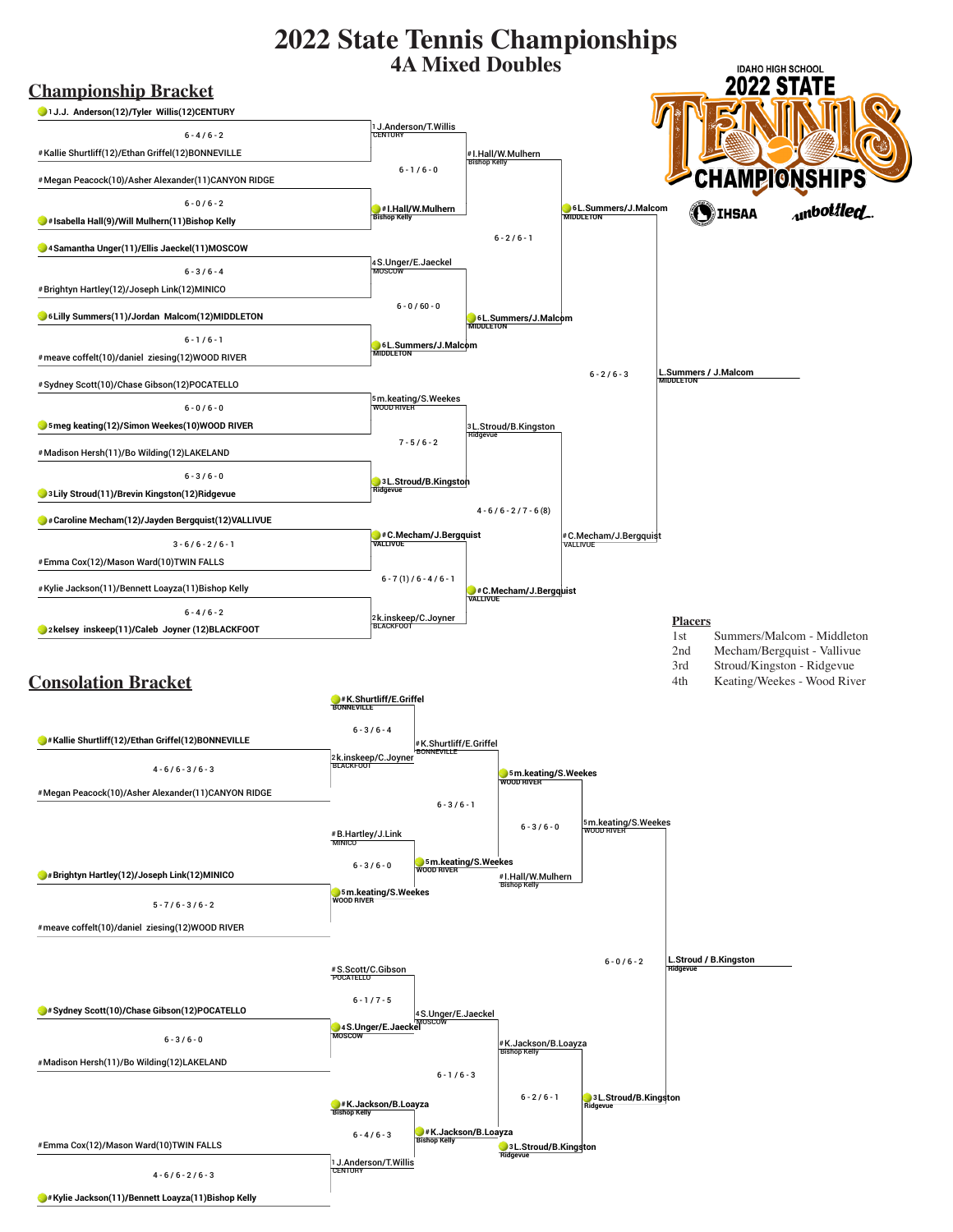# 2022 State Tennis Championships

## 4A Mixed Doubles

IDAHO HIGH SCHOOL 2022 STATE TENNIS CHAMPIONSHIPS
IHSAA unbottled

### Championship Bracket

1 J.J. Anderson(12)/Tyler Willis(12)CENTURY
6 - 4 / 6 - 2
# Kallie Shurtliff(12)/Ethan Griffel(12)BONNEVILLE

# Megan Peacock(10)/Asher Alexander(11)CANYON RIDGE
6 - 0 / 6 - 2
# Isabella Hall(9)/Will Mulhern(11)Bishop Kelly

4 Samantha Unger(11)/Ellis Jaeckel(11)MOSCOW
6 - 3 / 6 - 4
# Brightyn Hartley(12)/Joseph Link(12)MINICO

6 Lilly Summers(11)/Jordan Malcom(12)MIDDLETON
6 - 1 / 6 - 1
# meave coffelt(10)/daniel ziesing(12)WOOD RIVER

# Sydney Scott(10)/Chase Gibson(12)POCATELLO
6 - 0 / 6 - 0
5 meg keating(12)/Simon Weekes(10)WOOD RIVER

# Madison Hersh(11)/Bo Wilding(12)LAKELAND
6 - 3 / 6 - 0
3 Lily Stroud(11)/Brevin Kingston(12)Ridgevue

# Caroline Mecham(12)/Jayden Bergquist(12)VALLIVUE
3 - 6 / 6 - 2 / 6 - 1
# Emma Cox(12)/Mason Ward(10)TWIN FALLS

# Kylie Jackson(11)/Bennett Loayza(11)Bishop Kelly
6 - 4 / 6 - 2
2 kelsey inskeep(11)/Caleb Joyner (12)BLACKFOOT

Round 2:

1 J.Anderson/T.Willis CENTURY
6 - 1 / 6 - 0
# I.Hall/W.Mulhern Bishop Kelly

4 S.Unger/E.Jaeckel MOSCOW
6 - 0 / 60 - 0
6 L.Summers/J.Malcom MIDDLETON

5 m.keating/S.Weekes WOOD RIVER
7 - 5 / 6 - 2
3 L.Stroud/B.Kingston Ridgevue

# C.Mecham/J.Bergquist VALLIVUE
6 - 7 (1) / 6 - 4 / 6 - 1
2 k.inskeep/C.Joyner BLACKFOOT

Semifinals:

# I.Hall/W.Mulhern Bishop Kelly
6 - 2 / 6 - 1
6 L.Summers/J.Malcom MIDDLETON

3 L.Stroud/B.Kingston Ridgevue
4 - 6 / 6 - 2 / 7 - 6 (8)
# C.Mecham/J.Bergquist VALLIVUE

Final:

6 L.Summers/J.Malcom MIDDLETON
6 - 2 / 6 - 3
# C.Mecham/J.Bergquist VALLIVUE

Champion: L.Summers / J.Malcom MIDDLETON

### Placers

| | |
|---|---|
| 1st | Summers/Malcom - Middleton |
| 2nd | Mecham/Bergquist - Vallivue |
| 3rd | Stroud/Kingston - Ridgevue |
| 4th | Keating/Weekes - Wood River |

### Consolation Bracket

# Kallie Shurtliff(12)/Ethan Griffel(12)BONNEVILLE
4 - 6 / 6 - 3 / 6 - 3
# Megan Peacock(10)/Asher Alexander(11)CANYON RIDGE

# Brightyn Hartley(12)/Joseph Link(12)MINICO
5 - 7 / 6 - 3 / 6 - 2
# meave coffelt(10)/daniel ziesing(12)WOOD RIVER

# Sydney Scott(10)/Chase Gibson(12)POCATELLO
6 - 3 / 6 - 0
# Madison Hersh(11)/Bo Wilding(12)LAKELAND

# Emma Cox(12)/Mason Ward(10)TWIN FALLS
4 - 6 / 6 - 2 / 6 - 3
# Kylie Jackson(11)/Bennett Loayza(11)Bishop Kelly

Round 2:

# K.Shurtliff/E.Griffel BONNEVILLE
6 - 3 / 6 - 4
2 k.inskeep/C.Joyner BLACKFOOT

# B.Hartley/J.Link MINICO
6 - 3 / 6 - 0
5 m.keating/S.Weekes WOOD RIVER

# S.Scott/C.Gibson POCATELLO
6 - 1 / 7 - 5
4 S.Unger/E.Jaeckel MOSCOW

# K.Jackson/B.Loayza Bishop Kelly
6 - 4 / 6 - 3
1 J.Anderson/T.Willis CENTURY

Round 3:

# K.Shurtliff/E.Griffel BONNEVILLE
6 - 3 / 6 - 1
5 m.keating/S.Weekes WOOD RIVER

4 S.Unger/E.Jaeckel MOSCOW
6 - 1 / 6 - 3
# K.Jackson/B.Loayza Bishop Kelly

Round 4:

5 m.keating/S.Weekes WOOD RIVER
6 - 3 / 6 - 0
# I.Hall/W.Mulhern Bishop Kelly

# K.Jackson/B.Loayza Bishop Kelly
6 - 2 / 6 - 1
3 L.Stroud/B.Kingston Ridgevue

Final:

5 m.keating/S.Weekes WOOD RIVER
6 - 0 / 6 - 2
3 L.Stroud/B.Kingston Ridgevue

Winner: L.Stroud / B.Kingston Ridgevue